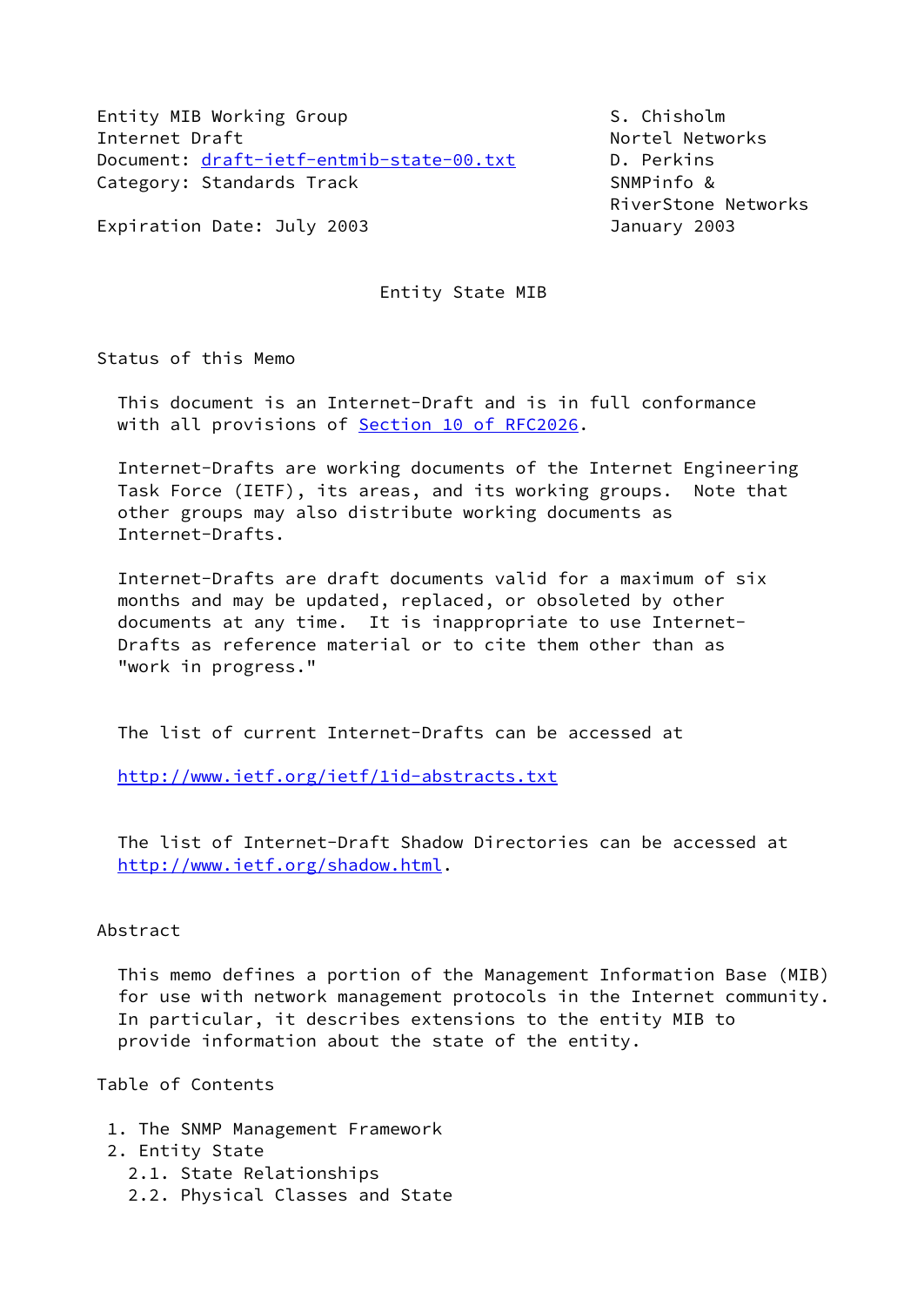Entity MIB Working Group S. Chisholm
Internet Draft Nortel Networks
Document: draft-ietf-entmib-state-00.txt D. Perkins
Category: Standards Track SNMPinfo &
RiverStone Networks
Expiration Date: July 2003 January 2003

# Entity State MIB

## Status of this Memo

This document is an Internet-Draft and is in full conformance with all provisions of Section 10 of RFC2026.

Internet-Drafts are working documents of the Internet Engineering Task Force (IETF), its areas, and its working groups. Note that other groups may also distribute working documents as Internet-Drafts.

Internet-Drafts are draft documents valid for a maximum of six months and may be updated, replaced, or obsoleted by other documents at any time. It is inappropriate to use Internet-Drafts as reference material or to cite them other than as "work in progress."

The list of current Internet-Drafts can be accessed at

http://www.ietf.org/ietf/1id-abstracts.txt

The list of Internet-Draft Shadow Directories can be accessed at http://www.ietf.org/shadow.html.

## Abstract

This memo defines a portion of the Management Information Base (MIB) for use with network management protocols in the Internet community. In particular, it describes extensions to the entity MIB to provide information about the state of the entity.

## Table of Contents

1. The SNMP Management Framework
2. Entity State
   - 2.1. State Relationships
   - 2.2. Physical Classes and State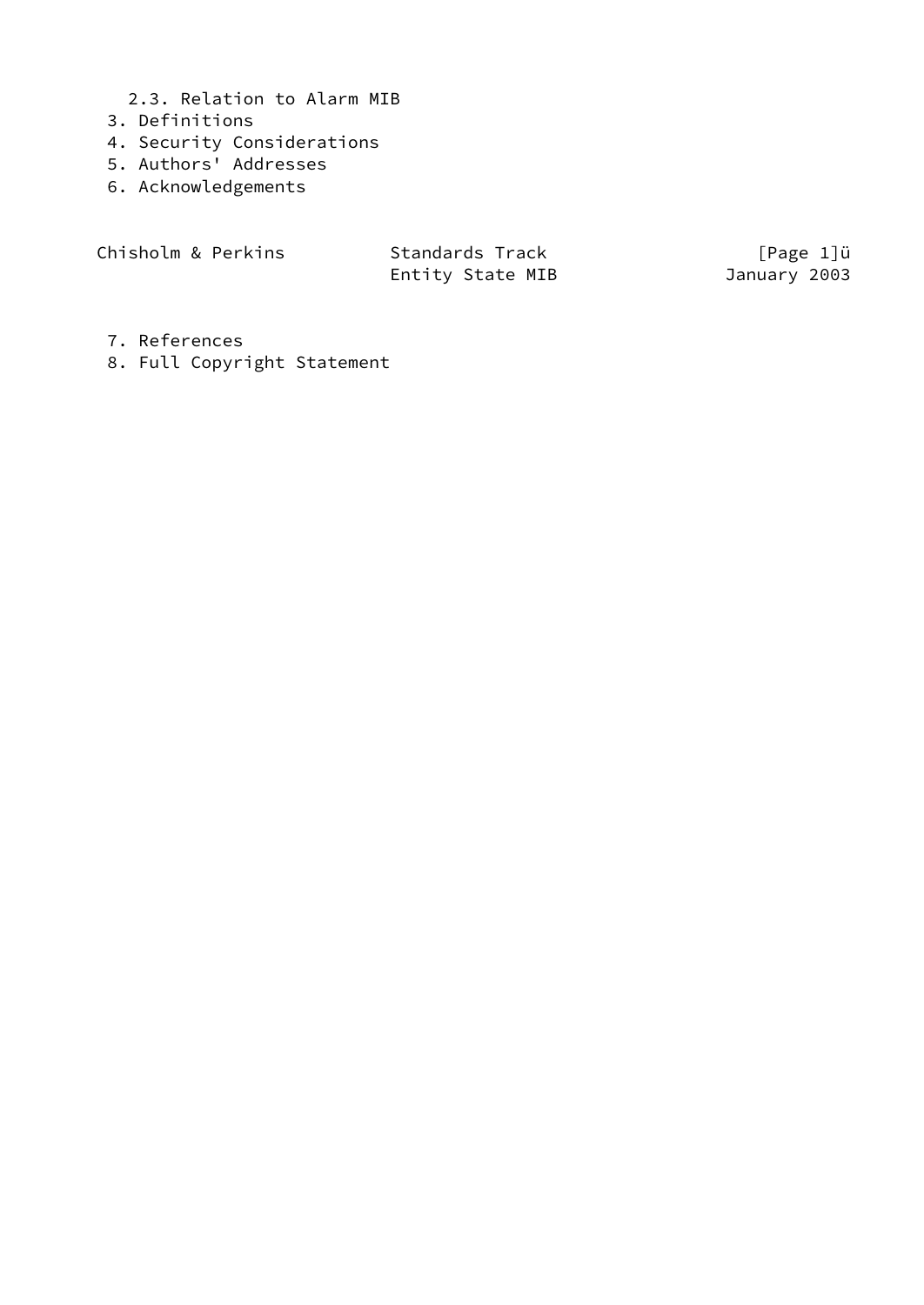2.3. Relation to Alarm MIB
 3. Definitions
 4. Security Considerations
 5. Authors' Addresses
 6. Acknowledgements
 7. References
 8. Full Copyright Statement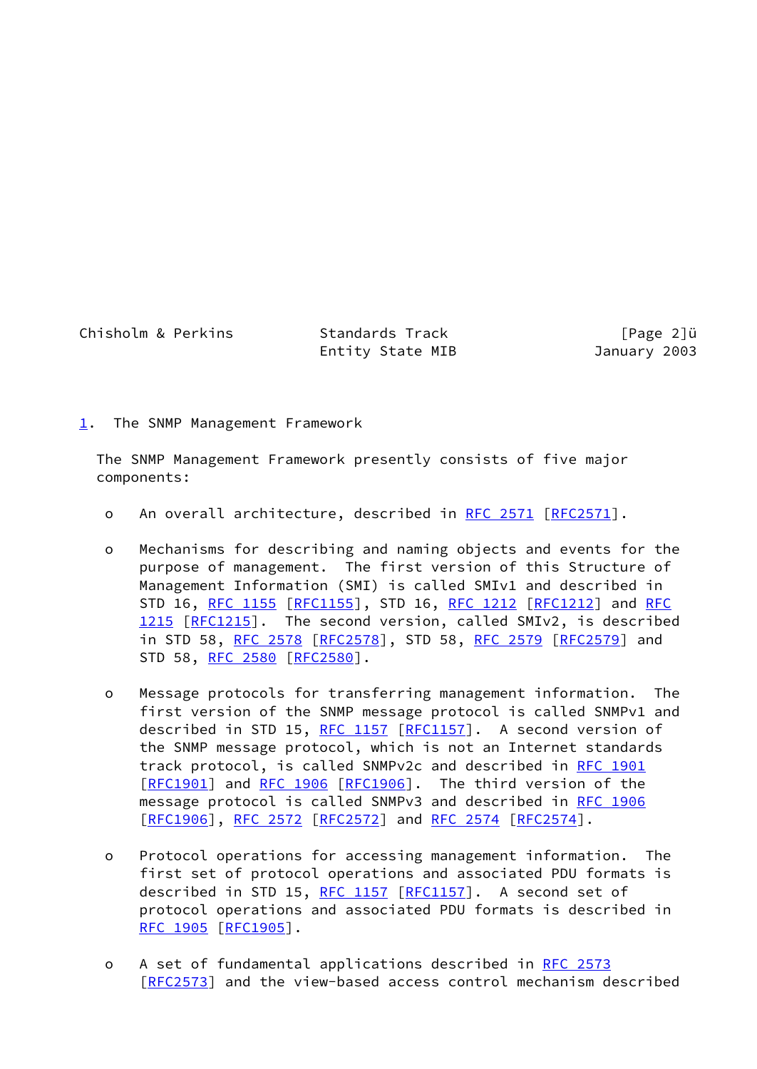## 1. The SNMP Management Framework

The SNMP Management Framework presently consists of five major components:

- An overall architecture, described in RFC 2571 [RFC2571].

- Mechanisms for describing and naming objects and events for the purpose of management. The first version of this Structure of Management Information (SMI) is called SMIv1 and described in STD 16, RFC 1155 [RFC1155], STD 16, RFC 1212 [RFC1212] and RFC 1215 [RFC1215]. The second version, called SMIv2, is described in STD 58, RFC 2578 [RFC2578], STD 58, RFC 2579 [RFC2579] and STD 58, RFC 2580 [RFC2580].

- Message protocols for transferring management information. The first version of the SNMP message protocol is called SNMPv1 and described in STD 15, RFC 1157 [RFC1157]. A second version of the SNMP message protocol, which is not an Internet standards track protocol, is called SNMPv2c and described in RFC 1901 [RFC1901] and RFC 1906 [RFC1906]. The third version of the message protocol is called SNMPv3 and described in RFC 1906 [RFC1906], RFC 2572 [RFC2572] and RFC 2574 [RFC2574].

- Protocol operations for accessing management information. The first set of protocol operations and associated PDU formats is described in STD 15, RFC 1157 [RFC1157]. A second set of protocol operations and associated PDU formats is described in RFC 1905 [RFC1905].

- A set of fundamental applications described in RFC 2573 [RFC2573] and the view-based access control mechanism described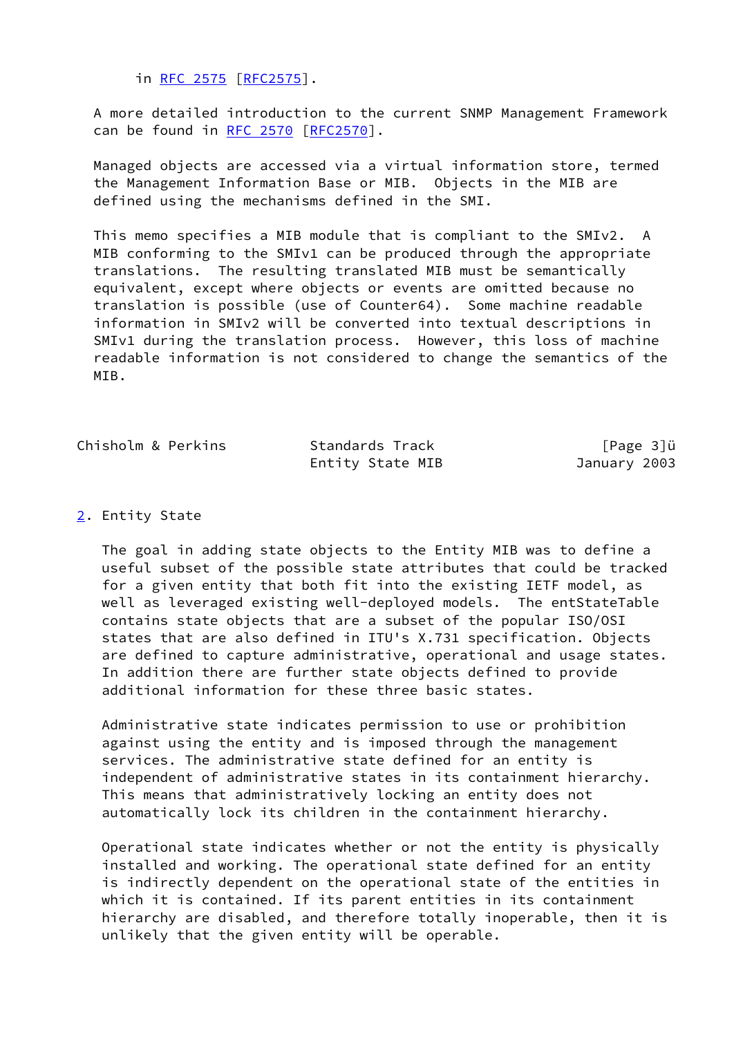in RFC 2575 [RFC2575].

A more detailed introduction to the current SNMP Management Framework can be found in RFC 2570 [RFC2570].

Managed objects are accessed via a virtual information store, termed the Management Information Base or MIB. Objects in the MIB are defined using the mechanisms defined in the SMI.

This memo specifies a MIB module that is compliant to the SMIv2. A MIB conforming to the SMIv1 can be produced through the appropriate translations. The resulting translated MIB must be semantically equivalent, except where objects or events are omitted because no translation is possible (use of Counter64). Some machine readable information in SMIv2 will be converted into textual descriptions in SMIv1 during the translation process. However, this loss of machine readable information is not considered to change the semantics of the MIB.

## 2. Entity State

The goal in adding state objects to the Entity MIB was to define a useful subset of the possible state attributes that could be tracked for a given entity that both fit into the existing IETF model, as well as leveraged existing well-deployed models. The entStateTable contains state objects that are a subset of the popular ISO/OSI states that are also defined in ITU's X.731 specification. Objects are defined to capture administrative, operational and usage states. In addition there are further state objects defined to provide additional information for these three basic states.

Administrative state indicates permission to use or prohibition against using the entity and is imposed through the management services. The administrative state defined for an entity is independent of administrative states in its containment hierarchy. This means that administratively locking an entity does not automatically lock its children in the containment hierarchy.

Operational state indicates whether or not the entity is physically installed and working. The operational state defined for an entity is indirectly dependent on the operational state of the entities in which it is contained. If its parent entities in its containment hierarchy are disabled, and therefore totally inoperable, then it is unlikely that the given entity will be operable.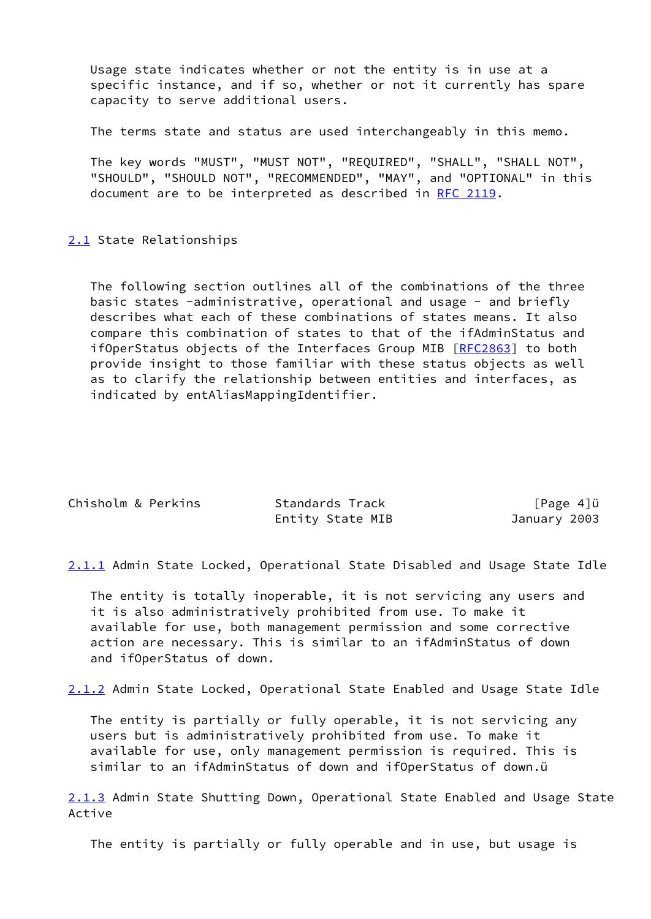Usage state indicates whether or not the entity is in use at a specific instance, and if so, whether or not it currently has spare capacity to serve additional users.

The terms state and status are used interchangeably in this memo.

The key words "MUST", "MUST NOT", "REQUIRED", "SHALL", "SHALL NOT", "SHOULD", "SHOULD NOT", "RECOMMENDED", "MAY", and "OPTIONAL" in this document are to be interpreted as described in RFC 2119.

## 2.1 State Relationships

The following section outlines all of the combinations of the three basic states -administrative, operational and usage - and briefly describes what each of these combinations of states means. It also compare this combination of states to that of the ifAdminStatus and ifOperStatus objects of the Interfaces Group MIB [RFC2863] to both provide insight to those familiar with these status objects as well as to clarify the relationship between entities and interfaces, as indicated by entAliasMappingIdentifier.

### 2.1.1 Admin State Locked, Operational State Disabled and Usage State Idle

The entity is totally inoperable, it is not servicing any users and it is also administratively prohibited from use. To make it available for use, both management permission and some corrective action are necessary. This is similar to an ifAdminStatus of down and ifOperStatus of down.

### 2.1.2 Admin State Locked, Operational State Enabled and Usage State Idle

The entity is partially or fully operable, it is not servicing any users but is administratively prohibited from use. To make it available for use, only management permission is required. This is similar to an ifAdminStatus of down and ifOperStatus of down.

### 2.1.3 Admin State Shutting Down, Operational State Enabled and Usage State Active

The entity is partially or fully operable and in use, but usage is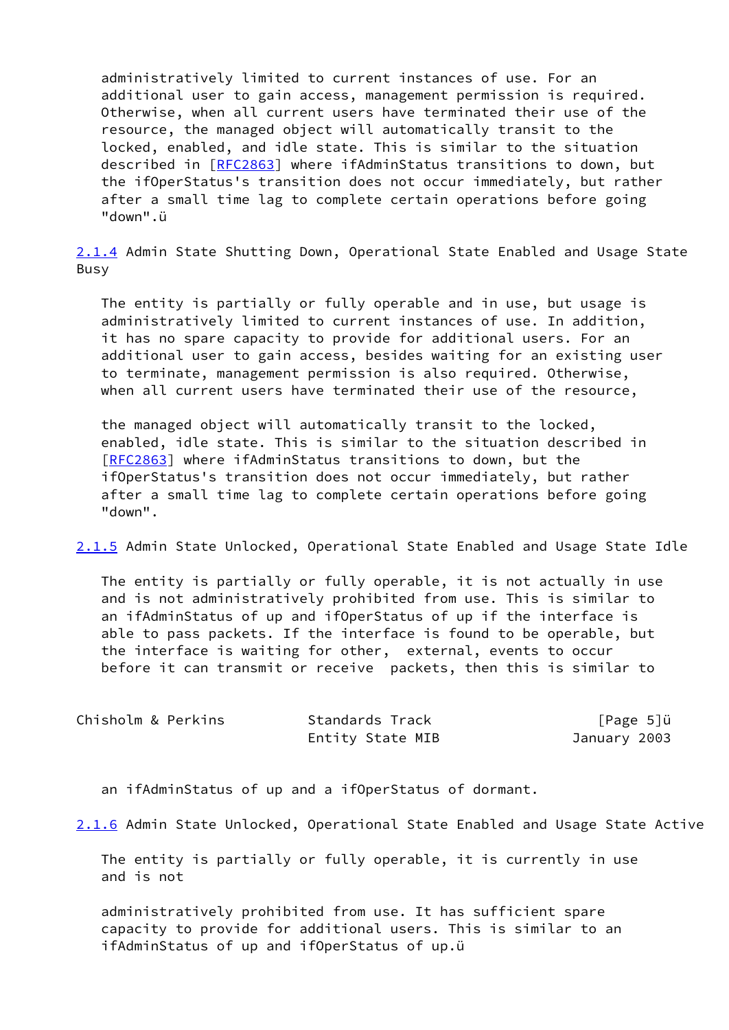administratively limited to current instances of use. For an additional user to gain access, management permission is required. Otherwise, when all current users have terminated their use of the resource, the managed object will automatically transit to the locked, enabled, and idle state. This is similar to the situation described in [RFC2863] where ifAdminStatus transitions to down, but the ifOperStatus's transition does not occur immediately, but rather after a small time lag to complete certain operations before going "down".ü

### 2.1.4 Admin State Shutting Down, Operational State Enabled and Usage State Busy

The entity is partially or fully operable and in use, but usage is administratively limited to current instances of use. In addition, it has no spare capacity to provide for additional users. For an additional user to gain access, besides waiting for an existing user to terminate, management permission is also required. Otherwise, when all current users have terminated their use of the resource, the managed object will automatically transit to the locked, enabled, idle state. This is similar to the situation described in [RFC2863] where ifAdminStatus transitions to down, but the ifOperStatus's transition does not occur immediately, but rather after a small time lag to complete certain operations before going "down".

### 2.1.5 Admin State Unlocked, Operational State Enabled and Usage State Idle

The entity is partially or fully operable, it is not actually in use and is not administratively prohibited from use. This is similar to an ifAdminStatus of up and ifOperStatus of up if the interface is able to pass packets. If the interface is found to be operable, but the interface is waiting for other, external, events to occur before it can transmit or receive packets, then this is similar to an ifAdminStatus of up and a ifOperStatus of dormant.

### 2.1.6 Admin State Unlocked, Operational State Enabled and Usage State Active

The entity is partially or fully operable, it is currently in use and is not administratively prohibited from use. It has sufficient spare capacity to provide for additional users. This is similar to an ifAdminStatus of up and ifOperStatus of up.ü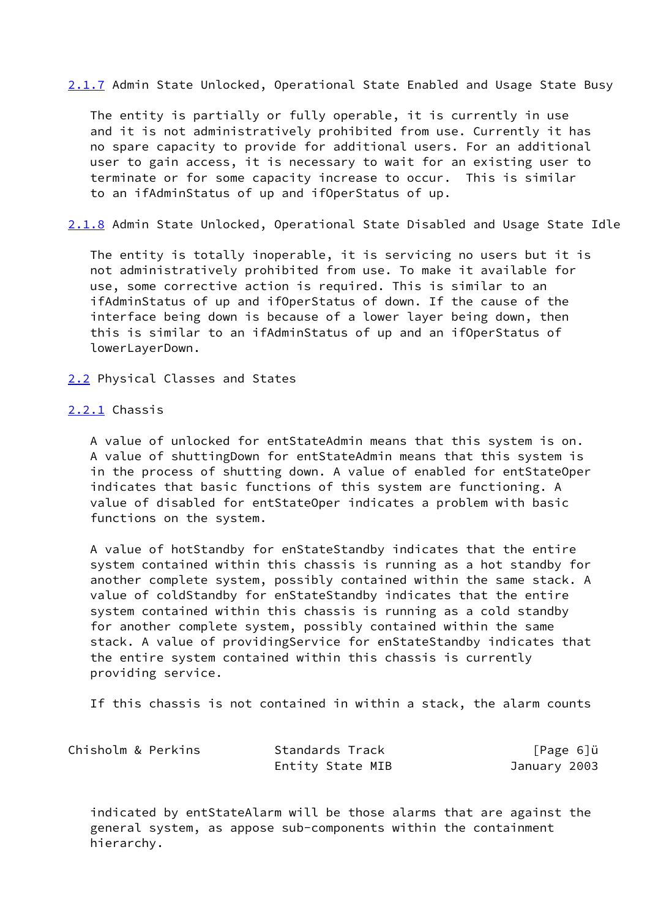### 2.1.7 Admin State Unlocked, Operational State Enabled and Usage State Busy

The entity is partially or fully operable, it is currently in use and it is not administratively prohibited from use. Currently it has no spare capacity to provide for additional users. For an additional user to gain access, it is necessary to wait for an existing user to terminate or for some capacity increase to occur. This is similar to an ifAdminStatus of up and ifOperStatus of up.

### 2.1.8 Admin State Unlocked, Operational State Disabled and Usage State Idle

The entity is totally inoperable, it is servicing no users but it is not administratively prohibited from use. To make it available for use, some corrective action is required. This is similar to an ifAdminStatus of up and ifOperStatus of down. If the cause of the interface being down is because of a lower layer being down, then this is similar to an ifAdminStatus of up and an ifOperStatus of lowerLayerDown.

## 2.2 Physical Classes and States

### 2.2.1 Chassis

A value of unlocked for entStateAdmin means that this system is on. A value of shuttingDown for entStateAdmin means that this system is in the process of shutting down. A value of enabled for entStateOper indicates that basic functions of this system are functioning. A value of disabled for entStateOper indicates a problem with basic functions on the system.

A value of hotStandby for enStateStandby indicates that the entire system contained within this chassis is running as a hot standby for another complete system, possibly contained within the same stack. A value of coldStandby for enStateStandby indicates that the entire system contained within this chassis is running as a cold standby for another complete system, possibly contained within the same stack. A value of providingService for enStateStandby indicates that the entire system contained within this chassis is currently providing service.

If this chassis is not contained in within a stack, the alarm counts indicated by entStateAlarm will be those alarms that are against the general system, as appose sub-components within the containment hierarchy.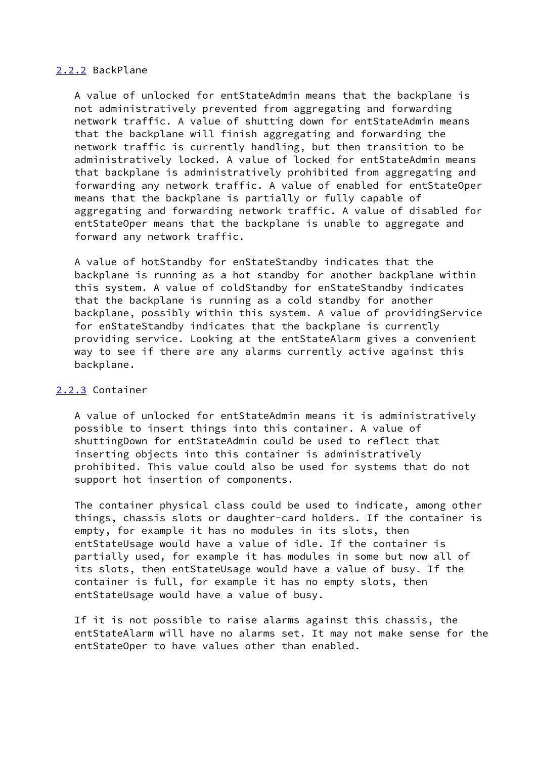### 2.2.2 BackPlane

A value of unlocked for entStateAdmin means that the backplane is not administratively prevented from aggregating and forwarding network traffic. A value of shutting down for entStateAdmin means that the backplane will finish aggregating and forwarding the network traffic is currently handling, but then transition to be administratively locked. A value of locked for entStateAdmin means that backplane is administratively prohibited from aggregating and forwarding any network traffic. A value of enabled for entStateOper means that the backplane is partially or fully capable of aggregating and forwarding network traffic. A value of disabled for entStateOper means that the backplane is unable to aggregate and forward any network traffic.

A value of hotStandby for enStateStandby indicates that the backplane is running as a hot standby for another backplane within this system. A value of coldStandby for enStateStandby indicates that the backplane is running as a cold standby for another backplane, possibly within this system. A value of providingService for enStateStandby indicates that the backplane is currently providing service. Looking at the entStateAlarm gives a convenient way to see if there are any alarms currently active against this backplane.

### 2.2.3 Container

A value of unlocked for entStateAdmin means it is administratively possible to insert things into this container. A value of shuttingDown for entStateAdmin could be used to reflect that inserting objects into this container is administratively prohibited. This value could also be used for systems that do not support hot insertion of components.

The container physical class could be used to indicate, among other things, chassis slots or daughter-card holders. If the container is empty, for example it has no modules in its slots, then entStateUsage would have a value of idle. If the container is partially used, for example it has modules in some but now all of its slots, then entStateUsage would have a value of busy. If the container is full, for example it has no empty slots, then entStateUsage would have a value of busy.

If it is not possible to raise alarms against this chassis, the entStateAlarm will have no alarms set. It may not make sense for the entStateOper to have values other than enabled.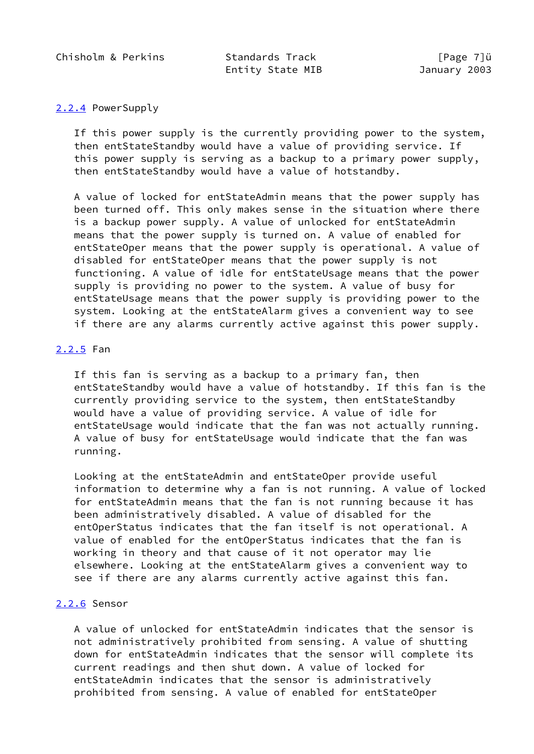### 2.2.4 PowerSupply

If this power supply is the currently providing power to the system, then entStateStandby would have a value of providing service. If this power supply is serving as a backup to a primary power supply, then entStateStandby would have a value of hotstandby.

A value of locked for entStateAdmin means that the power supply has been turned off. This only makes sense in the situation where there is a backup power supply. A value of unlocked for entStateAdmin means that the power supply is turned on. A value of enabled for entStateOper means that the power supply is operational. A value of disabled for entStateOper means that the power supply is not functioning. A value of idle for entStateUsage means that the power supply is providing no power to the system. A value of busy for entStateUsage means that the power supply is providing power to the system. Looking at the entStateAlarm gives a convenient way to see if there are any alarms currently active against this power supply.

### 2.2.5 Fan

If this fan is serving as a backup to a primary fan, then entStateStandby would have a value of hotstandby. If this fan is the currently providing service to the system, then entStateStandby would have a value of providing service. A value of idle for entStateUsage would indicate that the fan was not actually running. A value of busy for entStateUsage would indicate that the fan was running.

Looking at the entStateAdmin and entStateOper provide useful information to determine why a fan is not running. A value of locked for entStateAdmin means that the fan is not running because it has been administratively disabled. A value of disabled for the entOperStatus indicates that the fan itself is not operational. A value of enabled for the entOperStatus indicates that the fan is working in theory and that cause of it not operator may lie elsewhere. Looking at the entStateAlarm gives a convenient way to see if there are any alarms currently active against this fan.

### 2.2.6 Sensor

A value of unlocked for entStateAdmin indicates that the sensor is not administratively prohibited from sensing. A value of shutting down for entStateAdmin indicates that the sensor will complete its current readings and then shut down. A value of locked for entStateAdmin indicates that the sensor is administratively prohibited from sensing. A value of enabled for entStateOper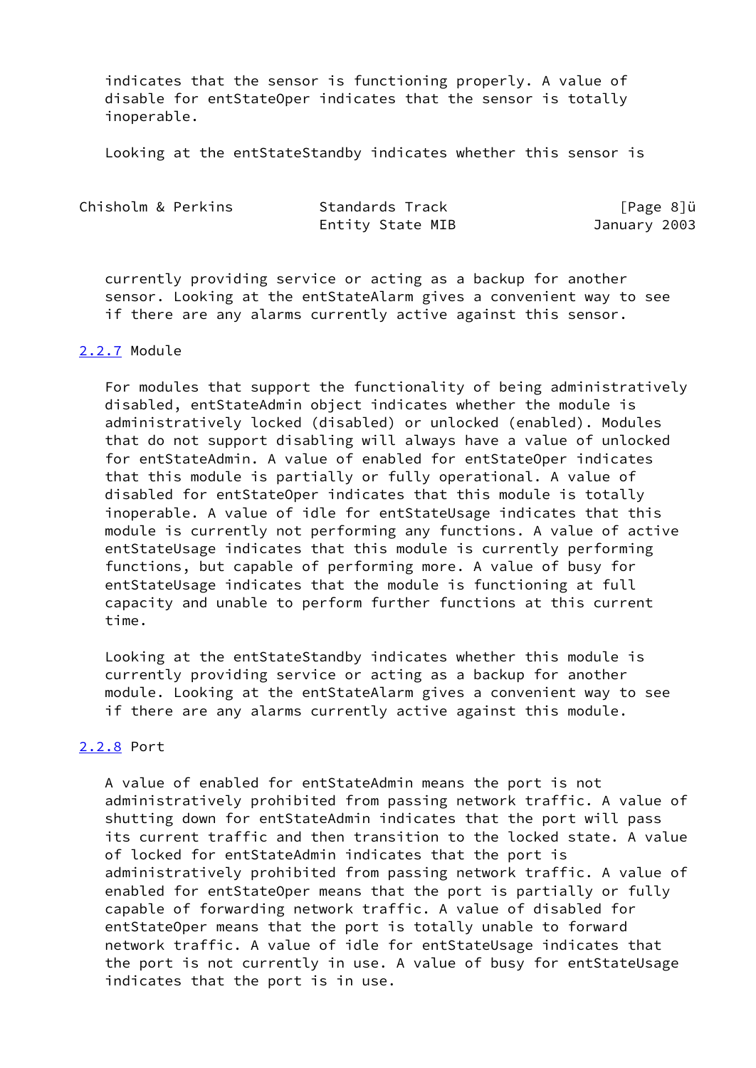indicates that the sensor is functioning properly. A value of disable for entStateOper indicates that the sensor is totally inoperable.

Looking at the entStateStandby indicates whether this sensor is currently providing service or acting as a backup for another sensor. Looking at the entStateAlarm gives a convenient way to see if there are any alarms currently active against this sensor.

### 2.2.7 Module

For modules that support the functionality of being administratively disabled, entStateAdmin object indicates whether the module is administratively locked (disabled) or unlocked (enabled). Modules that do not support disabling will always have a value of unlocked for entStateAdmin. A value of enabled for entStateOper indicates that this module is partially or fully operational. A value of disabled for entStateOper indicates that this module is totally inoperable. A value of idle for entStateUsage indicates that this module is currently not performing any functions. A value of active entStateUsage indicates that this module is currently performing functions, but capable of performing more. A value of busy for entStateUsage indicates that the module is functioning at full capacity and unable to perform further functions at this current time.

Looking at the entStateStandby indicates whether this module is currently providing service or acting as a backup for another module. Looking at the entStateAlarm gives a convenient way to see if there are any alarms currently active against this module.

### 2.2.8 Port

A value of enabled for entStateAdmin means the port is not administratively prohibited from passing network traffic. A value of shutting down for entStateAdmin indicates that the port will pass its current traffic and then transition to the locked state. A value of locked for entStateAdmin indicates that the port is administratively prohibited from passing network traffic. A value of enabled for entStateOper means that the port is partially or fully capable of forwarding network traffic. A value of disabled for entStateOper means that the port is totally unable to forward network traffic. A value of idle for entStateUsage indicates that the port is not currently in use. A value of busy for entStateUsage indicates that the port is in use.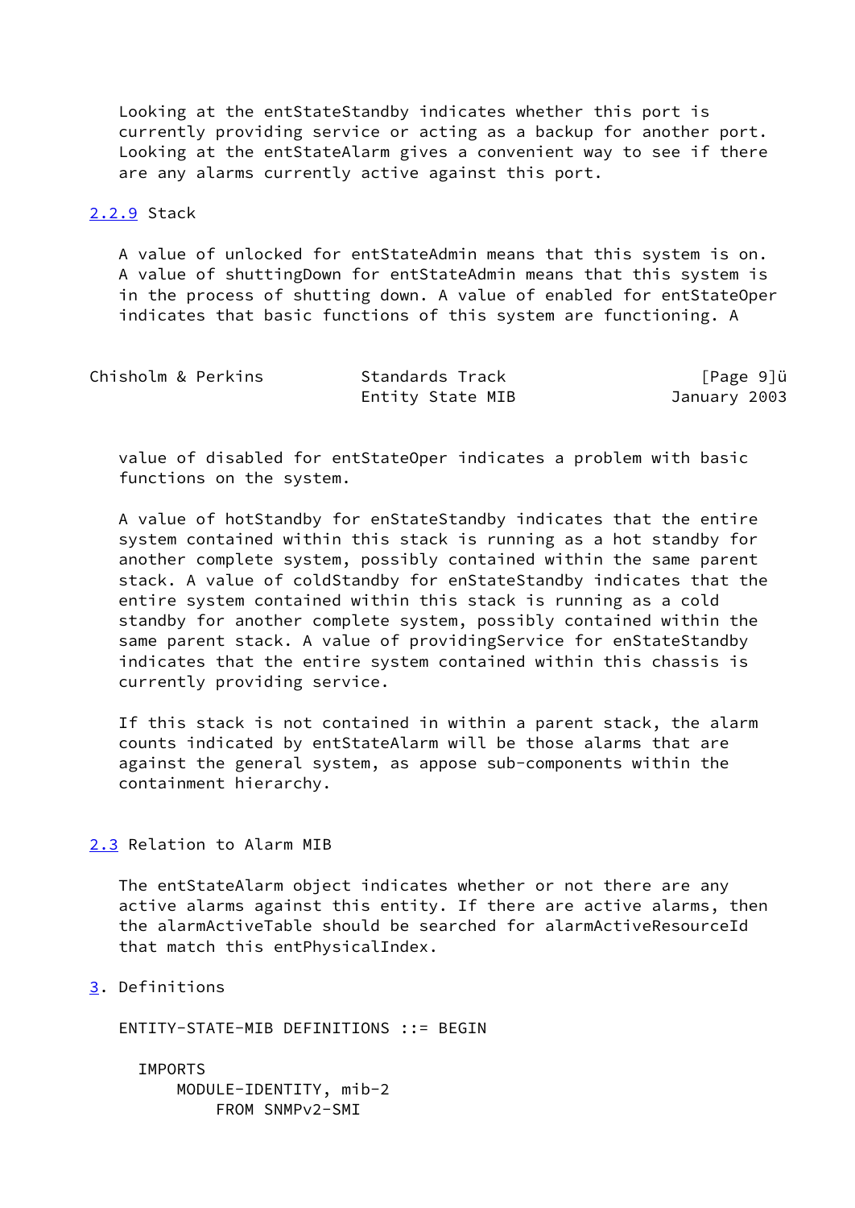Looking at the entStateStandby indicates whether this port is currently providing service or acting as a backup for another port. Looking at the entStateAlarm gives a convenient way to see if there are any alarms currently active against this port.

#### 2.2.9 Stack

A value of unlocked for entStateAdmin means that this system is on. A value of shuttingDown for entStateAdmin means that this system is in the process of shutting down. A value of enabled for entStateOper indicates that basic functions of this system are functioning. A value of disabled for entStateOper indicates a problem with basic functions on the system.

A value of hotStandby for enStateStandby indicates that the entire system contained within this stack is running as a hot standby for another complete system, possibly contained within the same parent stack. A value of coldStandby for enStateStandby indicates that the entire system contained within this stack is running as a cold standby for another complete system, possibly contained within the same parent stack. A value of providingService for enStateStandby indicates that the entire system contained within this chassis is currently providing service.

If this stack is not contained in within a parent stack, the alarm counts indicated by entStateAlarm will be those alarms that are against the general system, as appose sub-components within the containment hierarchy.

### 2.3 Relation to Alarm MIB

The entStateAlarm object indicates whether or not there are any active alarms against this entity. If there are active alarms, then the alarmActiveTable should be searched for alarmActiveResourceId that match this entPhysicalIndex.

## 3. Definitions

```
ENTITY-STATE-MIB DEFINITIONS ::= BEGIN

  IMPORTS
      MODULE-IDENTITY, mib-2
          FROM SNMPv2-SMI
```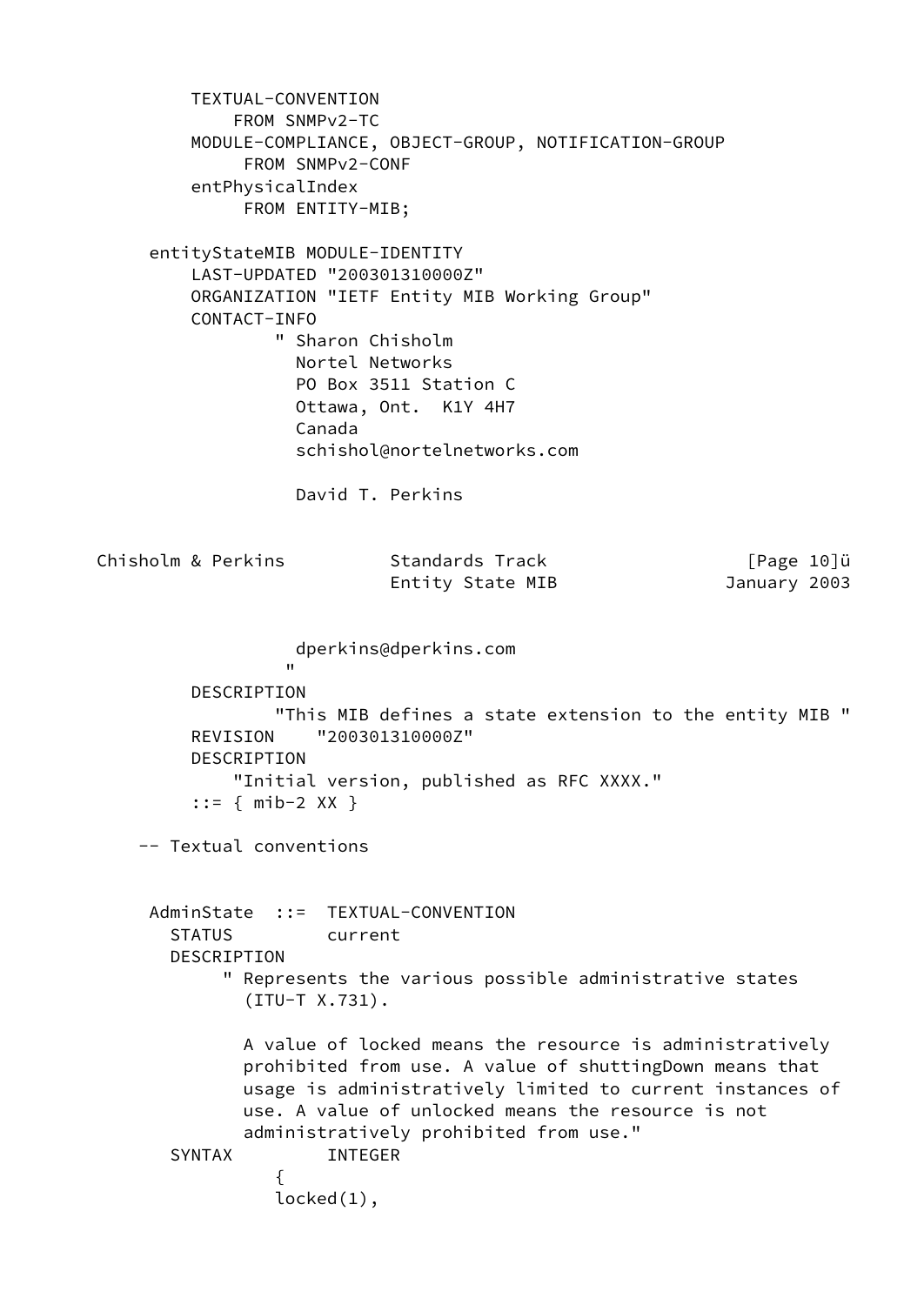```
          TEXTUAL-CONVENTION
              FROM SNMPv2-TC
          MODULE-COMPLIANCE, OBJECT-GROUP, NOTIFICATION-GROUP
               FROM SNMPv2-CONF
          entPhysicalIndex
               FROM ENTITY-MIB;

      entityStateMIB MODULE-IDENTITY
          LAST-UPDATED "200301310000Z"
          ORGANIZATION "IETF Entity MIB Working Group"
          CONTACT-INFO
                  " Sharon Chisholm
                    Nortel Networks
                    PO Box 3511 Station C
                    Ottawa, Ont.  K1Y 4H7
                    Canada
                    schishol@nortelnetworks.com

                    David T. Perkins

                    dperkins@dperkins.com
                   "
          DESCRIPTION
                  "This MIB defines a state extension to the entity MIB "
          REVISION    "200301310000Z"
          DESCRIPTION
              "Initial version, published as RFC XXXX."
          ::= { mib-2 XX }

     -- Textual conventions


      AdminState  ::=  TEXTUAL-CONVENTION
        STATUS         current
        DESCRIPTION
             " Represents the various possible administrative states
               (ITU-T X.731).

               A value of locked means the resource is administratively
               prohibited from use. A value of shuttingDown means that
               usage is administratively limited to current instances of
               use. A value of unlocked means the resource is not
               administratively prohibited from use."
        SYNTAX         INTEGER
                {
                locked(1),
```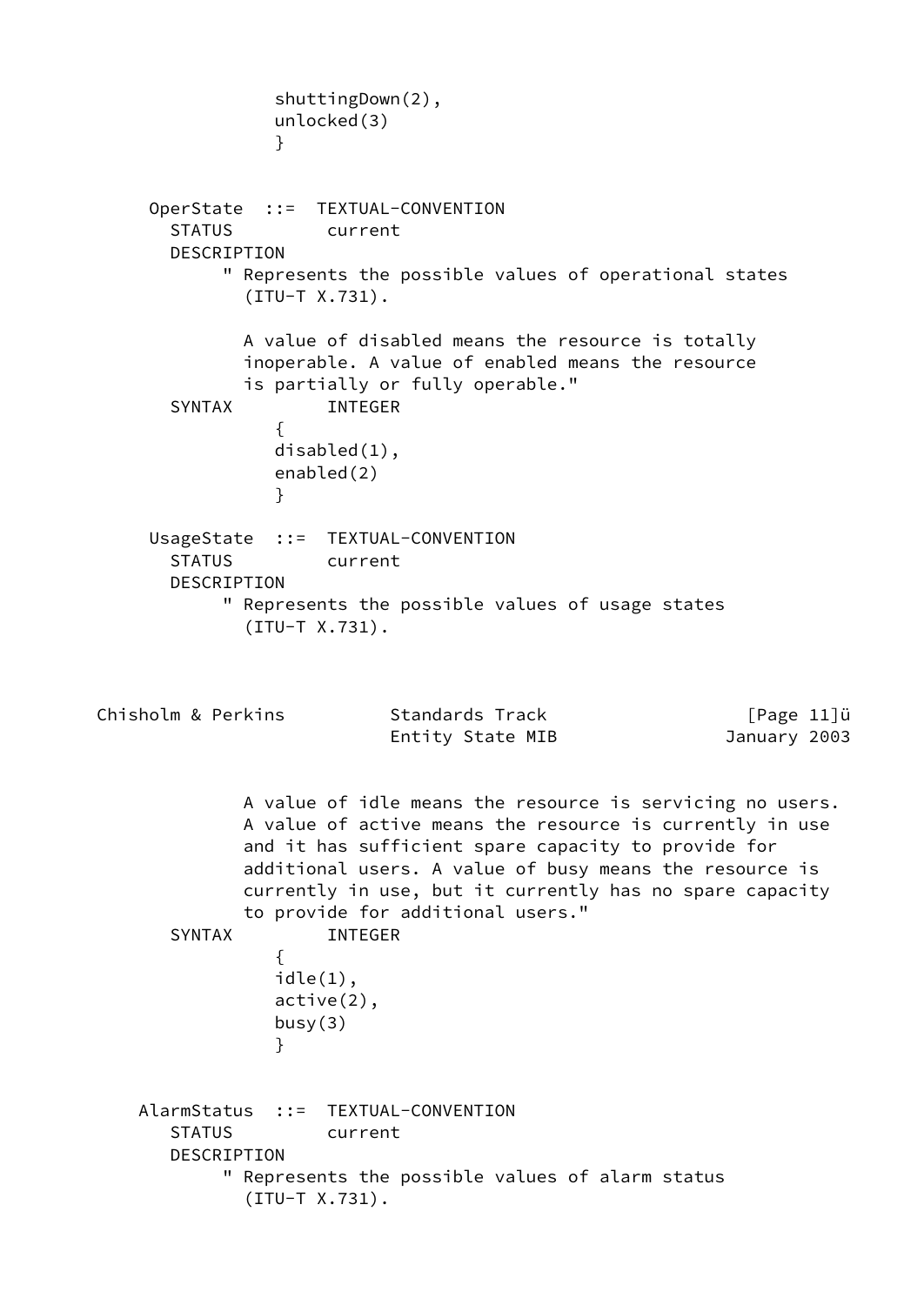```
                shuttingDown(2),
                unlocked(3)
                }


      OperState  ::=  TEXTUAL-CONVENTION
        STATUS         current
        DESCRIPTION
             " Represents the possible values of operational states
               (ITU-T X.731).

               A value of disabled means the resource is totally
               inoperable. A value of enabled means the resource
               is partially or fully operable."
        SYNTAX         INTEGER
                {
                disabled(1),
                enabled(2)
                }

      UsageState  ::=  TEXTUAL-CONVENTION
        STATUS         current
        DESCRIPTION
             " Represents the possible values of usage states
               (ITU-T X.731).

               A value of idle means the resource is servicing no users.
               A value of active means the resource is currently in use
               and it has sufficient spare capacity to provide for
               additional users. A value of busy means the resource is
               currently in use, but it currently has no spare capacity
               to provide for additional users."
        SYNTAX         INTEGER
                {
                idle(1),
                active(2),
                busy(3)
                }


     AlarmStatus  ::=  TEXTUAL-CONVENTION
        STATUS         current
        DESCRIPTION
             " Represents the possible values of alarm status
               (ITU-T X.731).
```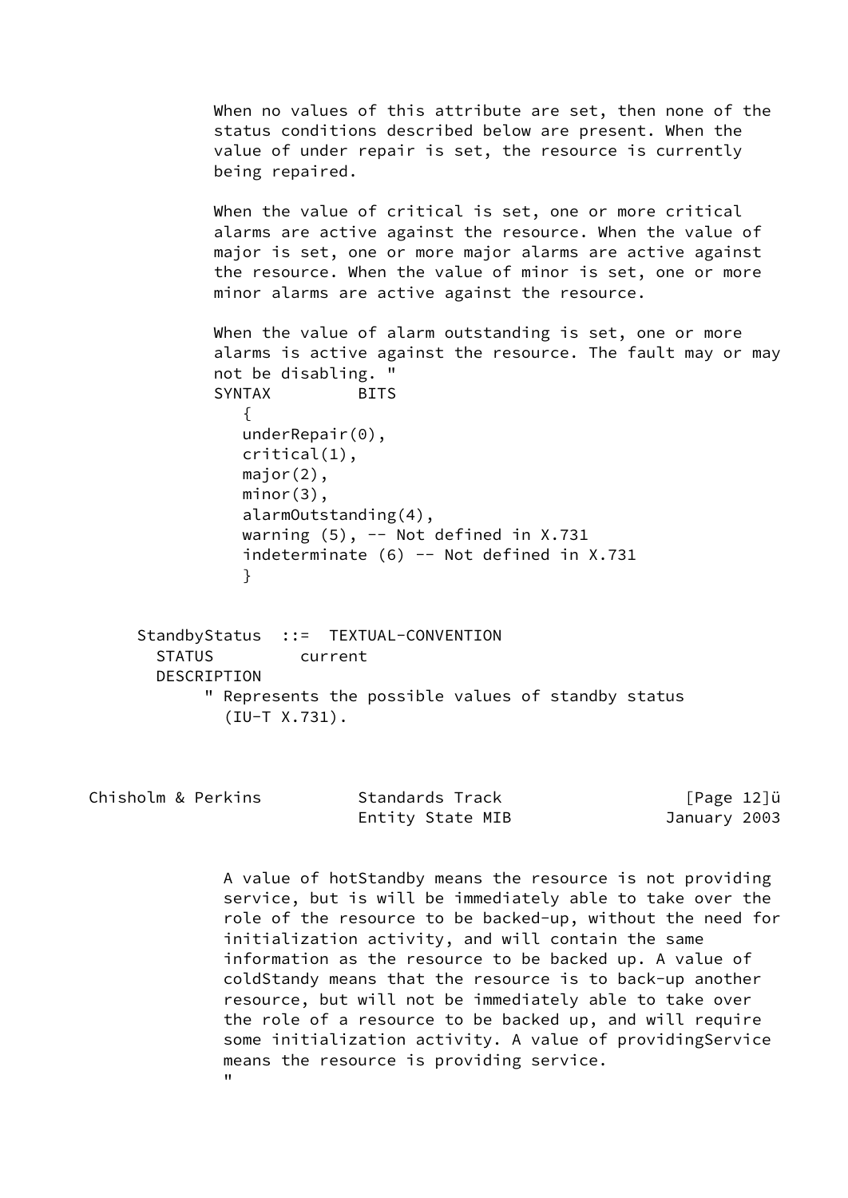```
           When no values of this attribute are set, then none of the
           status conditions described below are present. When the
           value of under repair is set, the resource is currently
           being repaired.

           When the value of critical is set, one or more critical
           alarms are active against the resource. When the value of
           major is set, one or more major alarms are active against
           the resource. When the value of minor is set, one or more
           minor alarms are active against the resource.

           When the value of alarm outstanding is set, one or more
           alarms is active against the resource. The fault may or may
           not be disabling. "
           SYNTAX         BITS
              {
              underRepair(0),
              critical(1),
              major(2),
              minor(3),
              alarmOutstanding(4),
              warning (5), -- Not defined in X.731
              indeterminate (6) -- Not defined in X.731
              }


   StandbyStatus  ::=  TEXTUAL-CONVENTION
     STATUS         current
     DESCRIPTION
          " Represents the possible values of standby status
            (IU-T X.731).

            A value of hotStandby means the resource is not providing
            service, but is will be immediately able to take over the
            role of the resource to be backed-up, without the need for
            initialization activity, and will contain the same
            information as the resource to be backed up. A value of
            coldStandy means that the resource is to back-up another
            resource, but will not be immediately able to take over
            the role of a resource to be backed up, and will require
            some initialization activity. A value of providingService
            means the resource is providing service.
            "
```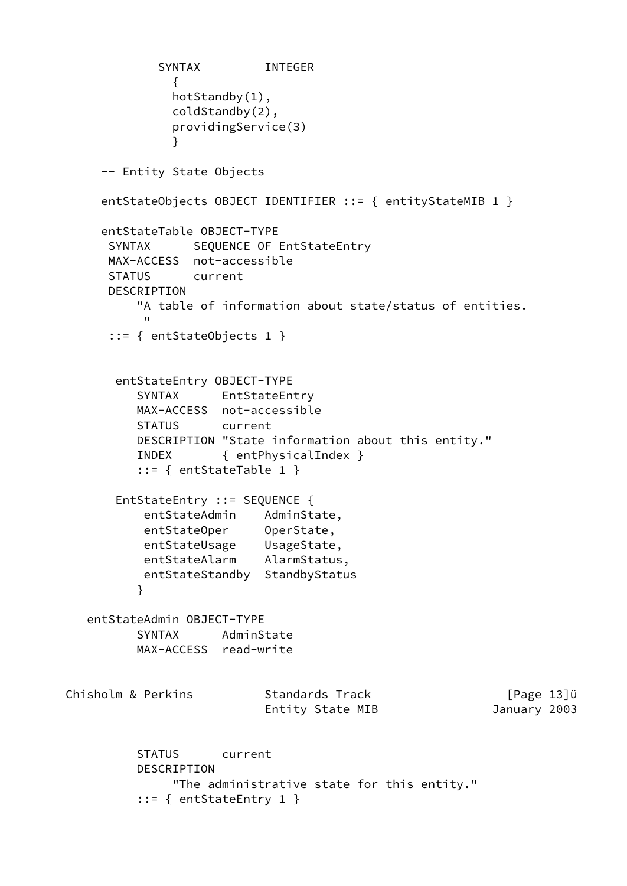```
            SYNTAX         INTEGER
              {
              hotStandby(1),
              coldStandby(2),
              providingService(3)
              }

     -- Entity State Objects

     entStateObjects OBJECT IDENTIFIER ::= { entityStateMIB 1 }

     entStateTable OBJECT-TYPE
      SYNTAX      SEQUENCE OF EntStateEntry
      MAX-ACCESS  not-accessible
      STATUS      current
      DESCRIPTION
          "A table of information about state/status of entities.
           "
      ::= { entStateObjects 1 }


       entStateEntry OBJECT-TYPE
          SYNTAX      EntStateEntry
          MAX-ACCESS  not-accessible
          STATUS      current
          DESCRIPTION "State information about this entity."
          INDEX       { entPhysicalIndex }
          ::= { entStateTable 1 }

       EntStateEntry ::= SEQUENCE {
           entStateAdmin    AdminState,
           entStateOper     OperState,
           entStateUsage    UsageState,
           entStateAlarm    AlarmStatus,
           entStateStandby  StandbyStatus
          }

   entStateAdmin OBJECT-TYPE
          SYNTAX      AdminState
          MAX-ACCESS  read-write

          STATUS      current
          DESCRIPTION
               "The administrative state for this entity."
          ::= { entStateEntry 1 }
```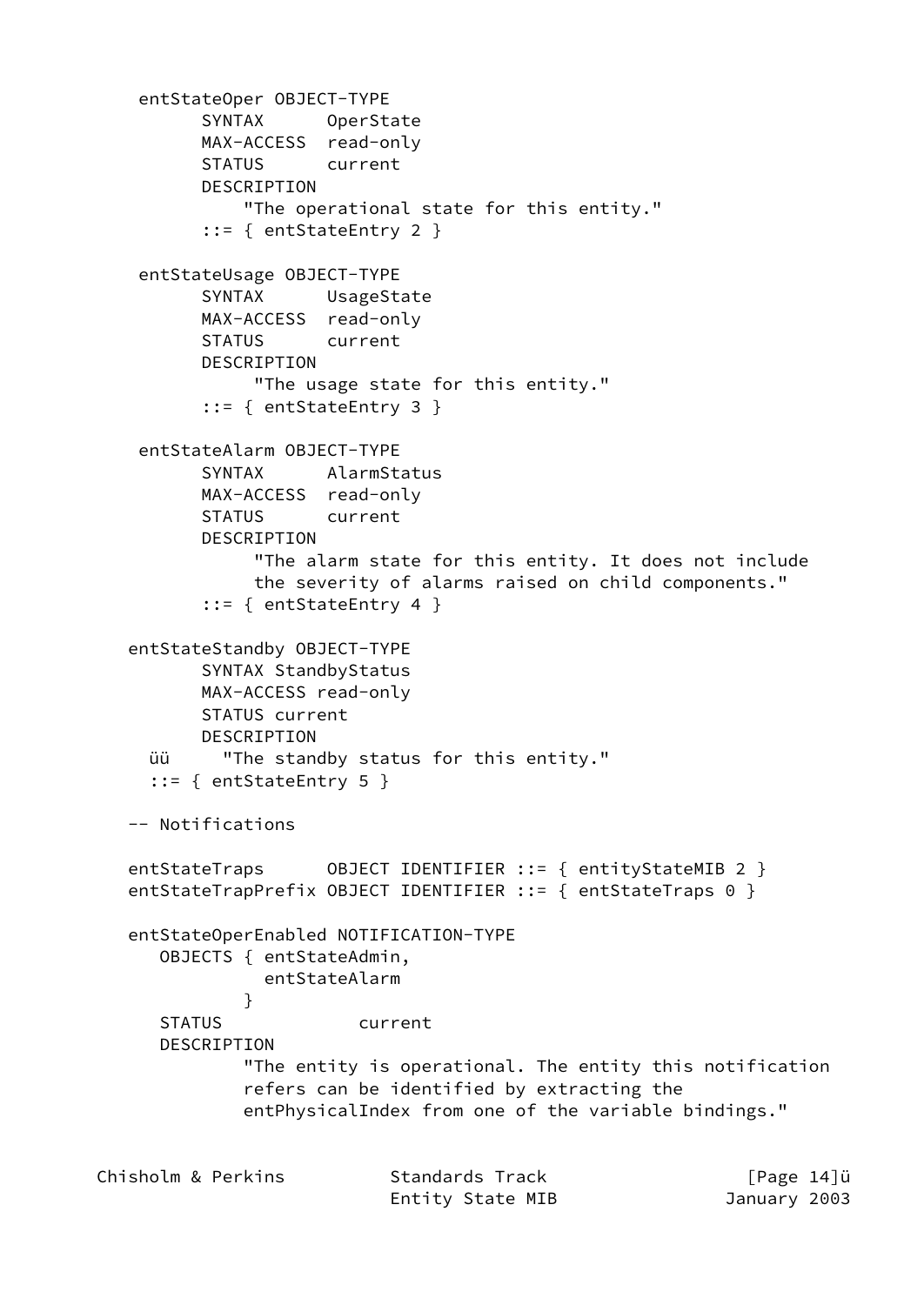```
 entStateOper OBJECT-TYPE
       SYNTAX      OperState
       MAX-ACCESS  read-only
       STATUS      current
       DESCRIPTION
           "The operational state for this entity."
       ::= { entStateEntry 2 }

 entStateUsage OBJECT-TYPE
       SYNTAX      UsageState
       MAX-ACCESS  read-only
       STATUS      current
       DESCRIPTION
            "The usage state for this entity."
       ::= { entStateEntry 3 }

 entStateAlarm OBJECT-TYPE
       SYNTAX      AlarmStatus
       MAX-ACCESS  read-only
       STATUS      current
       DESCRIPTION
            "The alarm state for this entity. It does not include
            the severity of alarms raised on child components."
       ::= { entStateEntry 4 }

entStateStandby OBJECT-TYPE
       SYNTAX StandbyStatus
       MAX-ACCESS read-only
       STATUS current
       DESCRIPTION
  üü     "The standby status for this entity."
  ::= { entStateEntry 5 }

-- Notifications

entStateTraps      OBJECT IDENTIFIER ::= { entityStateMIB 2 }
entStateTrapPrefix OBJECT IDENTIFIER ::= { entStateTraps 0 }

entStateOperEnabled NOTIFICATION-TYPE
   OBJECTS { entStateAdmin,
             entStateAlarm
           }
   STATUS             current
   DESCRIPTION
           "The entity is operational. The entity this notification
           refers can be identified by extracting the
           entPhysicalIndex from one of the variable bindings."
```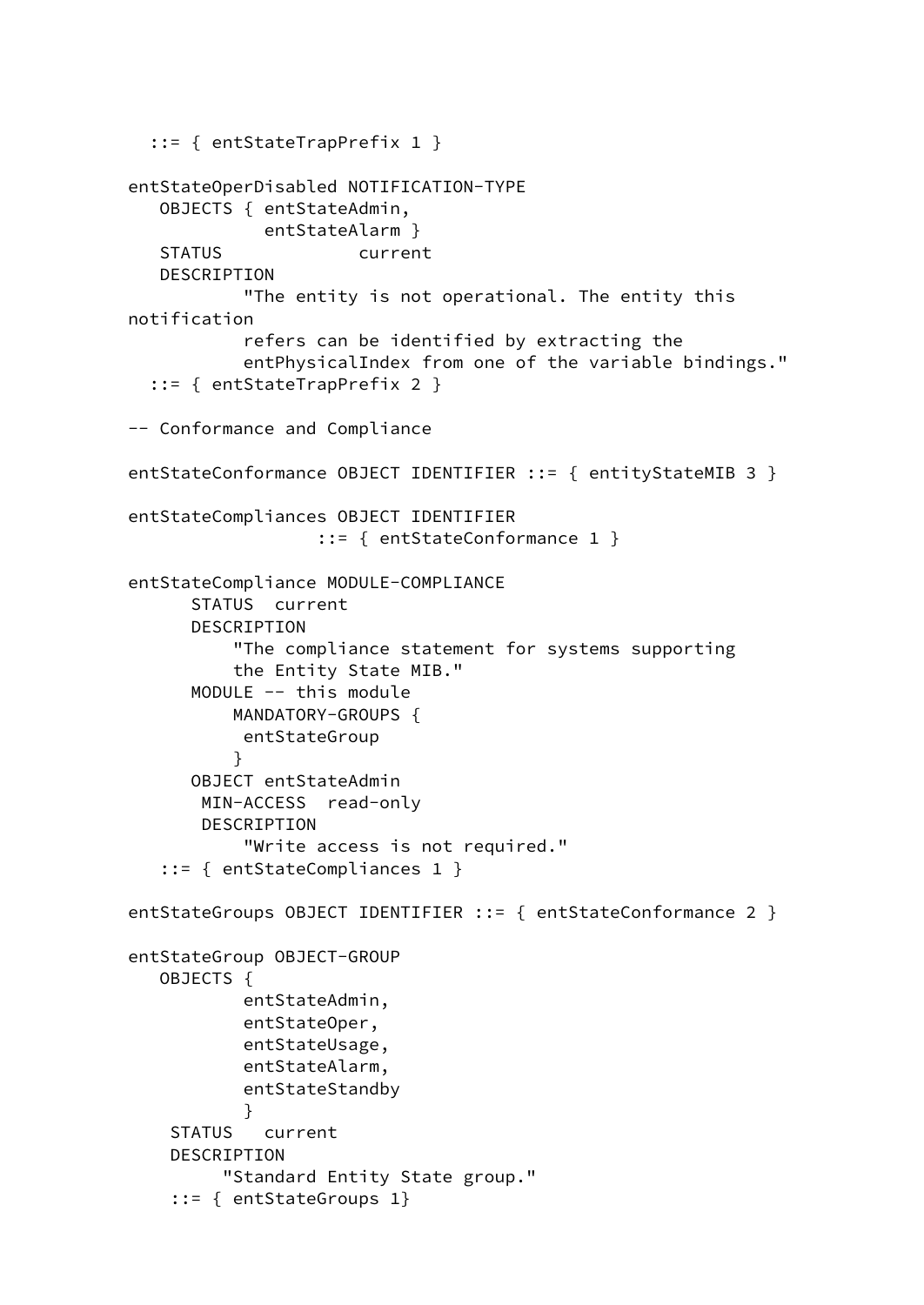```
  ::= { entStateTrapPrefix 1 }

entStateOperDisabled NOTIFICATION-TYPE
   OBJECTS { entStateAdmin,
             entStateAlarm }
   STATUS             current
   DESCRIPTION
           "The entity is not operational. The entity this
notification
           refers can be identified by extracting the
           entPhysicalIndex from one of the variable bindings."
  ::= { entStateTrapPrefix 2 }

-- Conformance and Compliance

entStateConformance OBJECT IDENTIFIER ::= { entityStateMIB 3 }

entStateCompliances OBJECT IDENTIFIER
                  ::= { entStateConformance 1 }

entStateCompliance MODULE-COMPLIANCE
      STATUS  current
      DESCRIPTION
          "The compliance statement for systems supporting
          the Entity State MIB."
      MODULE -- this module
          MANDATORY-GROUPS {
           entStateGroup
          }
      OBJECT entStateAdmin
       MIN-ACCESS  read-only
       DESCRIPTION
           "Write access is not required."
   ::= { entStateCompliances 1 }

entStateGroups OBJECT IDENTIFIER ::= { entStateConformance 2 }

entStateGroup OBJECT-GROUP
   OBJECTS {
           entStateAdmin,
           entStateOper,
           entStateUsage,
           entStateAlarm,
           entStateStandby
           }
    STATUS   current
    DESCRIPTION
         "Standard Entity State group."
    ::= { entStateGroups 1}
```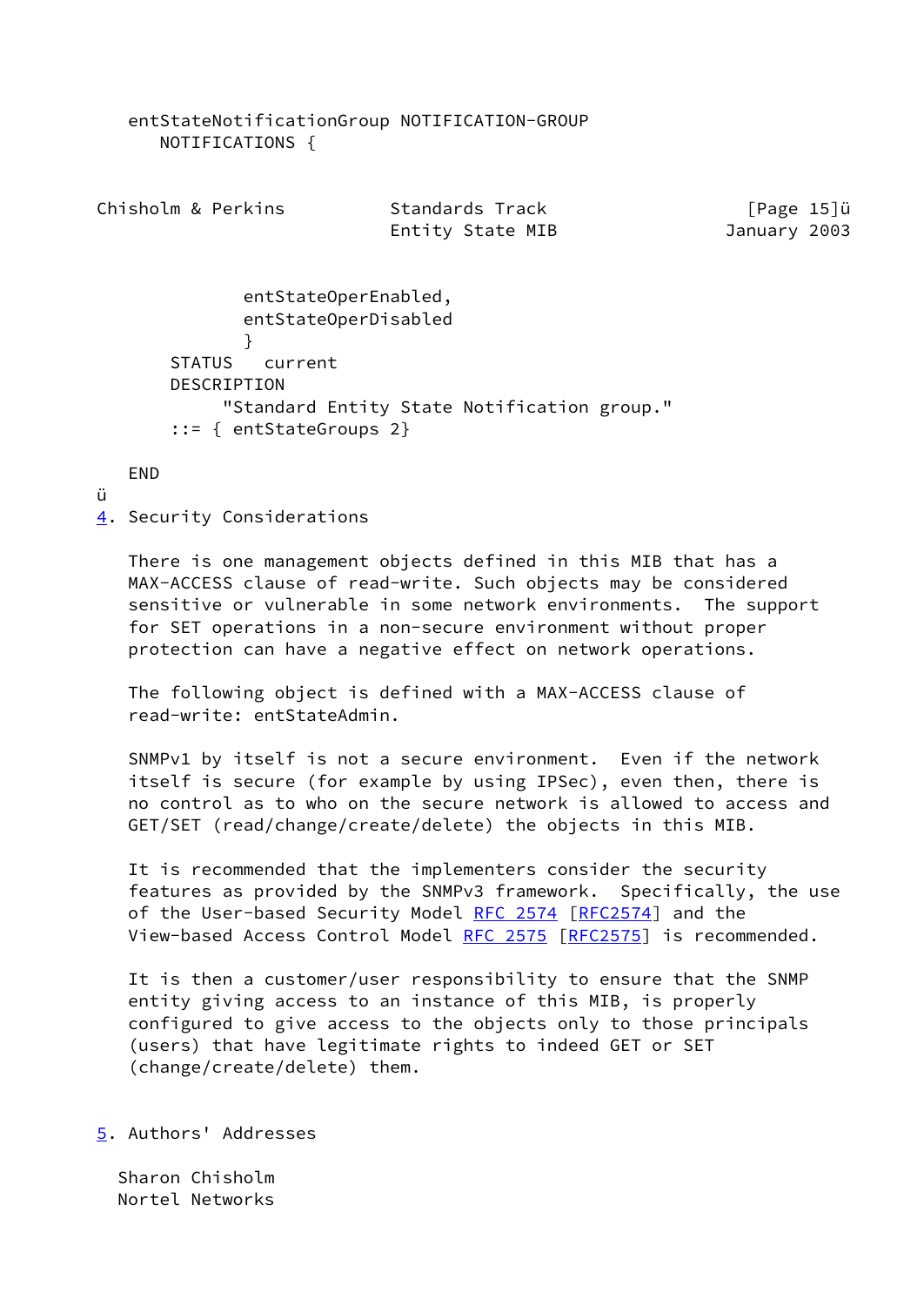```
   entStateNotificationGroup NOTIFICATION-GROUP
      NOTIFICATIONS {
              entStateOperEnabled,
              entStateOperDisabled
              }
       STATUS   current
       DESCRIPTION
            "Standard Entity State Notification group."
       ::= { entStateGroups 2}

   END
```

## 4. Security Considerations

There is one management objects defined in this MIB that has a MAX-ACCESS clause of read-write. Such objects may be considered sensitive or vulnerable in some network environments. The support for SET operations in a non-secure environment without proper protection can have a negative effect on network operations.

The following object is defined with a MAX-ACCESS clause of read-write: entStateAdmin.

SNMPv1 by itself is not a secure environment. Even if the network itself is secure (for example by using IPSec), even then, there is no control as to who on the secure network is allowed to access and GET/SET (read/change/create/delete) the objects in this MIB.

It is recommended that the implementers consider the security features as provided by the SNMPv3 framework. Specifically, the use of the User-based Security Model RFC 2574 [RFC2574] and the View-based Access Control Model RFC 2575 [RFC2575] is recommended.

It is then a customer/user responsibility to ensure that the SNMP entity giving access to an instance of this MIB, is properly configured to give access to the objects only to those principals (users) that have legitimate rights to indeed GET or SET (change/create/delete) them.

## 5. Authors' Addresses

Sharon Chisholm
Nortel Networks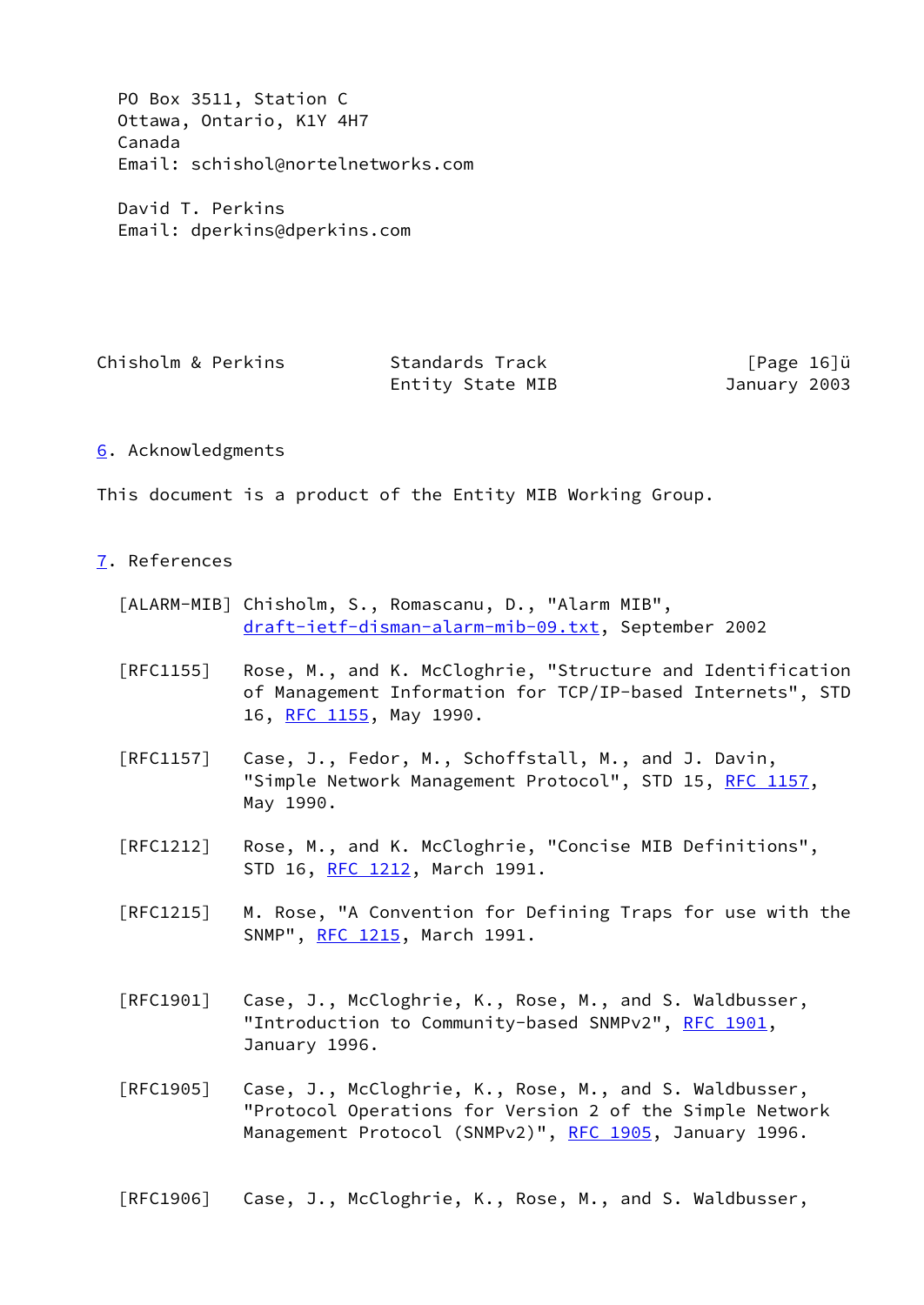PO Box 3511, Station C
Ottawa, Ontario, K1Y 4H7
Canada
Email: schishol@nortelnetworks.com

David T. Perkins
Email: dperkins@dperkins.com

## 6. Acknowledgments

This document is a product of the Entity MIB Working Group.

## 7. References

[ALARM-MIB] Chisholm, S., Romascanu, D., "Alarm MIB", draft-ietf-disman-alarm-mib-09.txt, September 2002

[RFC1155] Rose, M., and K. McCloghrie, "Structure and Identification of Management Information for TCP/IP-based Internets", STD 16, RFC 1155, May 1990.

[RFC1157] Case, J., Fedor, M., Schoffstall, M., and J. Davin, "Simple Network Management Protocol", STD 15, RFC 1157, May 1990.

[RFC1212] Rose, M., and K. McCloghrie, "Concise MIB Definitions", STD 16, RFC 1212, March 1991.

[RFC1215] M. Rose, "A Convention for Defining Traps for use with the SNMP", RFC 1215, March 1991.

[RFC1901] Case, J., McCloghrie, K., Rose, M., and S. Waldbusser, "Introduction to Community-based SNMPv2", RFC 1901, January 1996.

[RFC1905] Case, J., McCloghrie, K., Rose, M., and S. Waldbusser, "Protocol Operations for Version 2 of the Simple Network Management Protocol (SNMPv2)", RFC 1905, January 1996.

[RFC1906] Case, J., McCloghrie, K., Rose, M., and S. Waldbusser,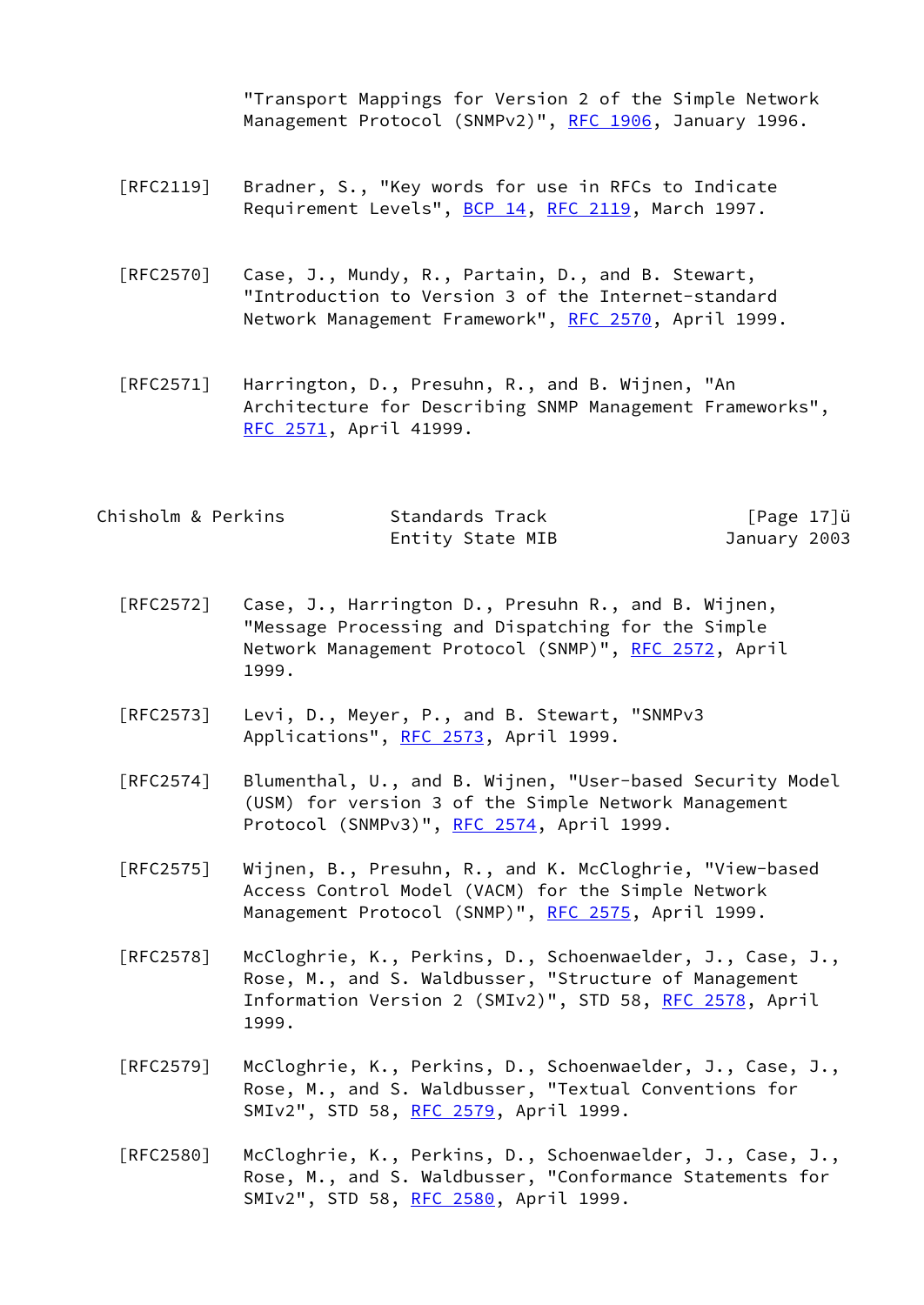"Transport Mappings for Version 2 of the Simple Network Management Protocol (SNMPv2)", RFC 1906, January 1996.

[RFC2119] Bradner, S., "Key words for use in RFCs to Indicate Requirement Levels", BCP 14, RFC 2119, March 1997.

[RFC2570] Case, J., Mundy, R., Partain, D., and B. Stewart, "Introduction to Version 3 of the Internet-standard Network Management Framework", RFC 2570, April 1999.

[RFC2571] Harrington, D., Presuhn, R., and B. Wijnen, "An Architecture for Describing SNMP Management Frameworks", RFC 2571, April 41999.

[RFC2572] Case, J., Harrington D., Presuhn R., and B. Wijnen, "Message Processing and Dispatching for the Simple Network Management Protocol (SNMP)", RFC 2572, April 1999.

[RFC2573] Levi, D., Meyer, P., and B. Stewart, "SNMPv3 Applications", RFC 2573, April 1999.

[RFC2574] Blumenthal, U., and B. Wijnen, "User-based Security Model (USM) for version 3 of the Simple Network Management Protocol (SNMPv3)", RFC 2574, April 1999.

[RFC2575] Wijnen, B., Presuhn, R., and K. McCloghrie, "View-based Access Control Model (VACM) for the Simple Network Management Protocol (SNMP)", RFC 2575, April 1999.

[RFC2578] McCloghrie, K., Perkins, D., Schoenwaelder, J., Case, J., Rose, M., and S. Waldbusser, "Structure of Management Information Version 2 (SMIv2)", STD 58, RFC 2578, April 1999.

[RFC2579] McCloghrie, K., Perkins, D., Schoenwaelder, J., Case, J., Rose, M., and S. Waldbusser, "Textual Conventions for SMIv2", STD 58, RFC 2579, April 1999.

[RFC2580] McCloghrie, K., Perkins, D., Schoenwaelder, J., Case, J., Rose, M., and S. Waldbusser, "Conformance Statements for SMIv2", STD 58, RFC 2580, April 1999.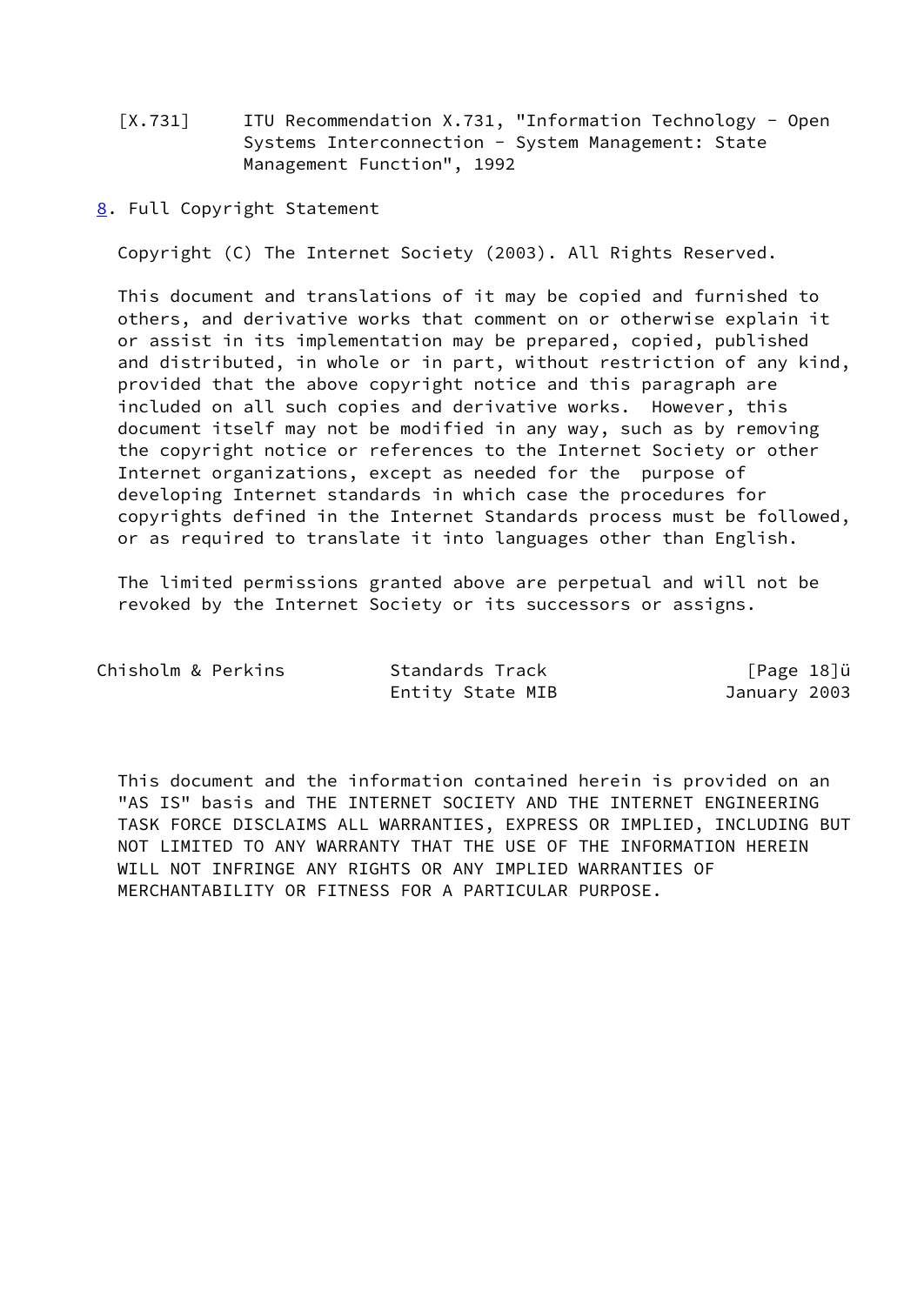[X.731] ITU Recommendation X.731, "Information Technology - Open Systems Interconnection - System Management: State Management Function", 1992

## 8. Full Copyright Statement

Copyright (C) The Internet Society (2003). All Rights Reserved.

This document and translations of it may be copied and furnished to others, and derivative works that comment on or otherwise explain it or assist in its implementation may be prepared, copied, published and distributed, in whole or in part, without restriction of any kind, provided that the above copyright notice and this paragraph are included on all such copies and derivative works. However, this document itself may not be modified in any way, such as by removing the copyright notice or references to the Internet Society or other Internet organizations, except as needed for the purpose of developing Internet standards in which case the procedures for copyrights defined in the Internet Standards process must be followed, or as required to translate it into languages other than English.

The limited permissions granted above are perpetual and will not be revoked by the Internet Society or its successors or assigns.

This document and the information contained herein is provided on an "AS IS" basis and THE INTERNET SOCIETY AND THE INTERNET ENGINEERING TASK FORCE DISCLAIMS ALL WARRANTIES, EXPRESS OR IMPLIED, INCLUDING BUT NOT LIMITED TO ANY WARRANTY THAT THE USE OF THE INFORMATION HEREIN WILL NOT INFRINGE ANY RIGHTS OR ANY IMPLIED WARRANTIES OF MERCHANTABILITY OR FITNESS FOR A PARTICULAR PURPOSE.